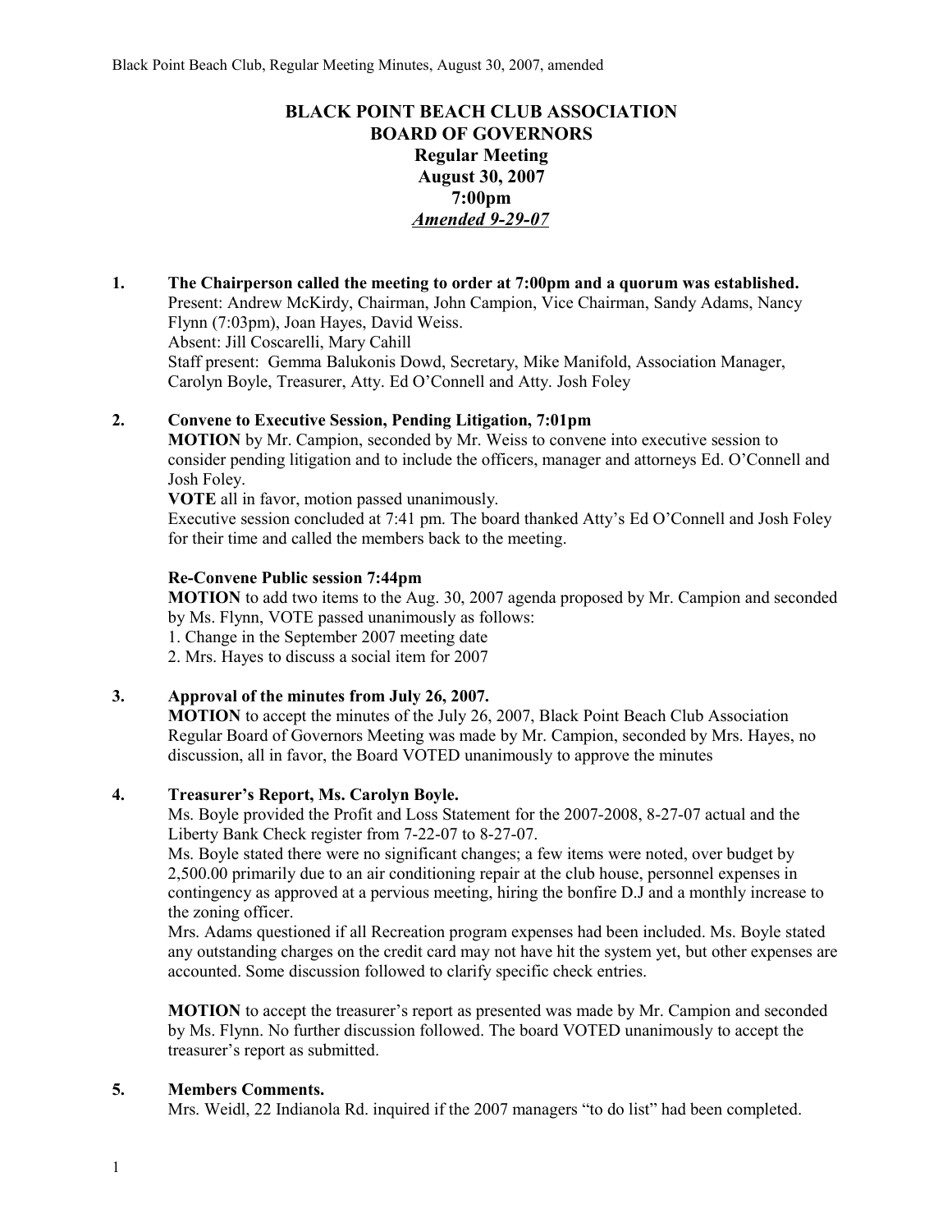# BLACK POINT BEACH CLUB ASSOCIATION
## BOARD OF GOVERNORS
### Regular Meeting
### August 30, 2007
### 7:00pm
### *Amended 9-29-07*

**1. The Chairperson called the meeting to order at 7:00pm and a quorum was established.**

Present: Andrew McKirdy, Chairman, John Campion, Vice Chairman, Sandy Adams, Nancy Flynn (7:03pm), Joan Hayes, David Weiss.
Absent: Jill Coscarelli, Mary Cahill
Staff present: Gemma Balukonis Dowd, Secretary, Mike Manifold, Association Manager, Carolyn Boyle, Treasurer, Atty. Ed O'Connell and Atty. Josh Foley

**2. Convene to Executive Session, Pending Litigation, 7:01pm**

**MOTION** by Mr. Campion, seconded by Mr. Weiss to convene into executive session to consider pending litigation and to include the officers, manager and attorneys Ed. O'Connell and Josh Foley.

**VOTE** all in favor, motion passed unanimously.

Executive session concluded at 7:41 pm. The board thanked Atty's Ed O'Connell and Josh Foley for their time and called the members back to the meeting.

**Re-Convene Public session 7:44pm**

**MOTION** to add two items to the Aug. 30, 2007 agenda proposed by Mr. Campion and seconded by Ms. Flynn, VOTE passed unanimously as follows:

1. Change in the September 2007 meeting date
2. Mrs. Hayes to discuss a social item for 2007

**3. Approval of the minutes from July 26, 2007.**

**MOTION** to accept the minutes of the July 26, 2007, Black Point Beach Club Association Regular Board of Governors Meeting was made by Mr. Campion, seconded by Mrs. Hayes, no discussion, all in favor, the Board VOTED unanimously to approve the minutes

**4. Treasurer's Report, Ms. Carolyn Boyle.**

Ms. Boyle provided the Profit and Loss Statement for the 2007-2008, 8-27-07 actual and the Liberty Bank Check register from 7-22-07 to 8-27-07.

Ms. Boyle stated there were no significant changes; a few items were noted, over budget by 2,500.00 primarily due to an air conditioning repair at the club house, personnel expenses in contingency as approved at a pervious meeting, hiring the bonfire D.J and a monthly increase to the zoning officer.

Mrs. Adams questioned if all Recreation program expenses had been included. Ms. Boyle stated any outstanding charges on the credit card may not have hit the system yet, but other expenses are accounted. Some discussion followed to clarify specific check entries.

**MOTION** to accept the treasurer's report as presented was made by Mr. Campion and seconded by Ms. Flynn. No further discussion followed. The board VOTED unanimously to accept the treasurer's report as submitted.

**5. Members Comments.**

Mrs. Weidl, 22 Indianola Rd. inquired if the 2007 managers "to do list" had been completed.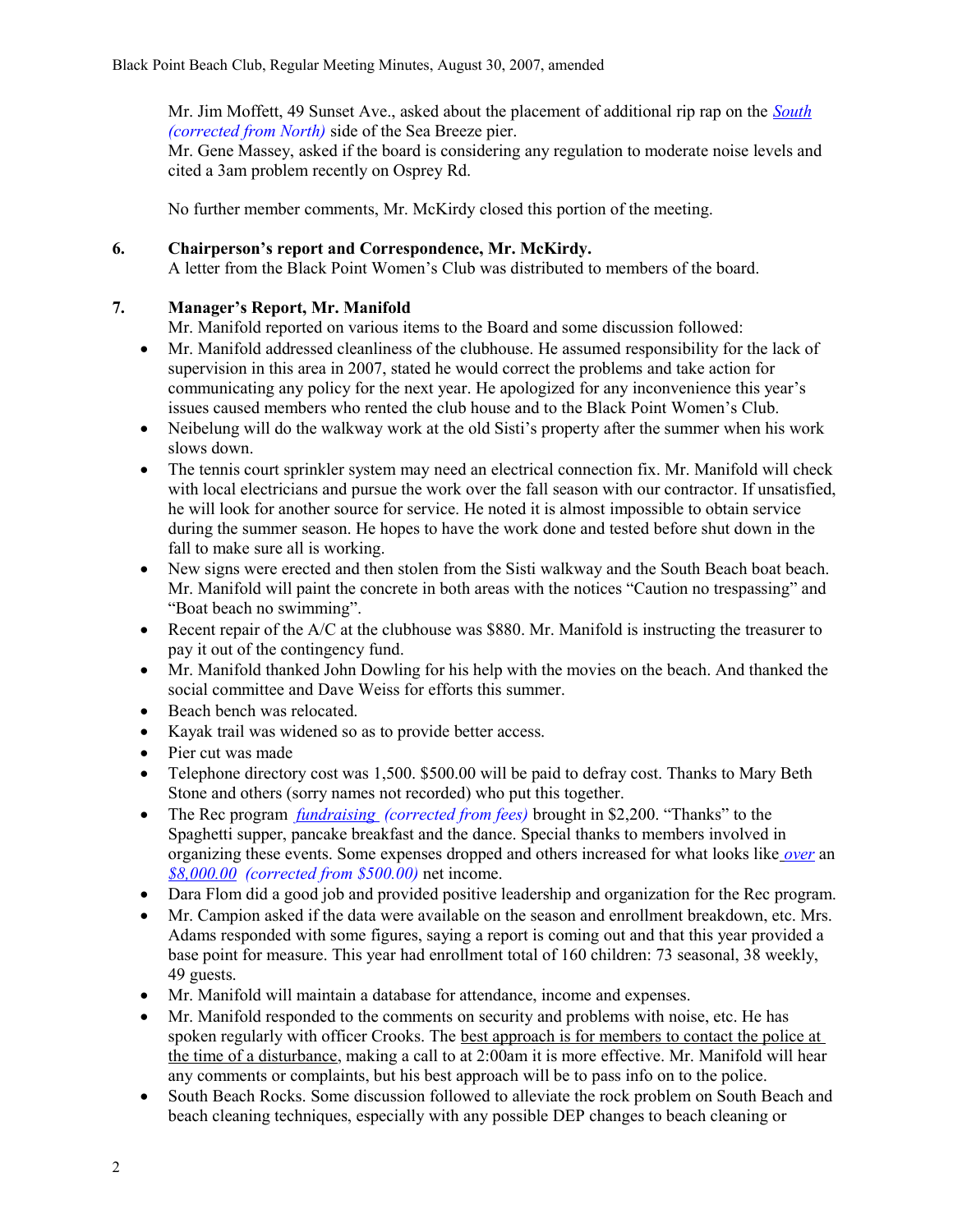Mr. Jim Moffett, 49 Sunset Ave., asked about the placement of additional rip rap on the *South (corrected from North)* side of the Sea Breeze pier.
Mr. Gene Massey, asked if the board is considering any regulation to moderate noise levels and cited a 3am problem recently on Osprey Rd.

No further member comments, Mr. McKirdy closed this portion of the meeting.

**6. Chairperson's report and Correspondence, Mr. McKirdy.**
A letter from the Black Point Women's Club was distributed to members of the board.

**7. Manager's Report, Mr. Manifold**
Mr. Manifold reported on various items to the Board and some discussion followed:

- Mr. Manifold addressed cleanliness of the clubhouse. He assumed responsibility for the lack of supervision in this area in 2007, stated he would correct the problems and take action for communicating any policy for the next year. He apologized for any inconvenience this year's issues caused members who rented the club house and to the Black Point Women's Club.
- Neibelung will do the walkway work at the old Sisti's property after the summer when his work slows down.
- The tennis court sprinkler system may need an electrical connection fix. Mr. Manifold will check with local electricians and pursue the work over the fall season with our contractor. If unsatisfied, he will look for another source for service. He noted it is almost impossible to obtain service during the summer season. He hopes to have the work done and tested before shut down in the fall to make sure all is working.
- New signs were erected and then stolen from the Sisti walkway and the South Beach boat beach. Mr. Manifold will paint the concrete in both areas with the notices "Caution no trespassing" and "Boat beach no swimming".
- Recent repair of the A/C at the clubhouse was $880. Mr. Manifold is instructing the treasurer to pay it out of the contingency fund.
- Mr. Manifold thanked John Dowling for his help with the movies on the beach. And thanked the social committee and Dave Weiss for efforts this summer.
- Beach bench was relocated.
- Kayak trail was widened so as to provide better access.
- Pier cut was made
- Telephone directory cost was 1,500. $500.00 will be paid to defray cost. Thanks to Mary Beth Stone and others (sorry names not recorded) who put this together.
- The Rec program *fundraising (corrected from fees)* brought in $2,200. "Thanks" to the Spaghetti supper, pancake breakfast and the dance. Special thanks to members involved in organizing these events. Some expenses dropped and others increased for what looks like *over* an *$8,000.00 (corrected from $500.00)* net income.
- Dara Flom did a good job and provided positive leadership and organization for the Rec program.
- Mr. Campion asked if the data were available on the season and enrollment breakdown, etc. Mrs. Adams responded with some figures, saying a report is coming out and that this year provided a base point for measure. This year had enrollment total of 160 children: 73 seasonal, 38 weekly, 49 guests.
- Mr. Manifold will maintain a database for attendance, income and expenses.
- Mr. Manifold responded to the comments on security and problems with noise, etc. He has spoken regularly with officer Crooks. The best approach is for members to contact the police at the time of a disturbance, making a call to at 2:00am it is more effective. Mr. Manifold will hear any comments or complaints, but his best approach will be to pass info on to the police.
- South Beach Rocks. Some discussion followed to alleviate the rock problem on South Beach and beach cleaning techniques, especially with any possible DEP changes to beach cleaning or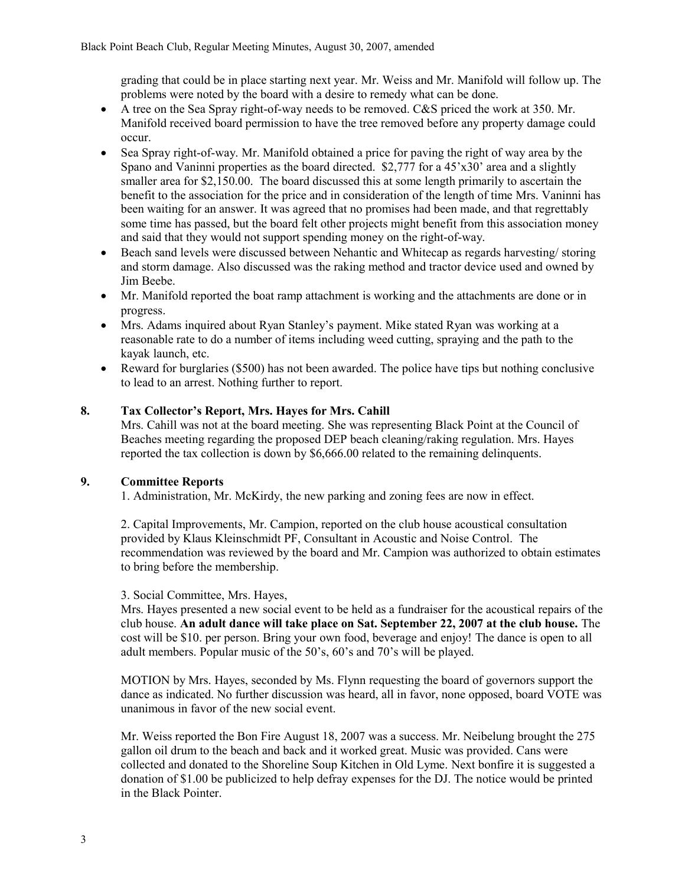grading that could be in place starting next year. Mr. Weiss and Mr. Manifold will follow up. The problems were noted by the board with a desire to remedy what can be done.

- A tree on the Sea Spray right-of-way needs to be removed. C&S priced the work at 350. Mr. Manifold received board permission to have the tree removed before any property damage could occur.
- Sea Spray right-of-way. Mr. Manifold obtained a price for paving the right of way area by the Spano and Vaninni properties as the board directed. $2,777 for a 45'x30' area and a slightly smaller area for $2,150.00. The board discussed this at some length primarily to ascertain the benefit to the association for the price and in consideration of the length of time Mrs. Vaninni has been waiting for an answer. It was agreed that no promises had been made, and that regrettably some time has passed, but the board felt other projects might benefit from this association money and said that they would not support spending money on the right-of-way.
- Beach sand levels were discussed between Nehantic and Whitecap as regards harvesting/ storing and storm damage. Also discussed was the raking method and tractor device used and owned by Jim Beebe.
- Mr. Manifold reported the boat ramp attachment is working and the attachments are done or in progress.
- Mrs. Adams inquired about Ryan Stanley's payment. Mike stated Ryan was working at a reasonable rate to do a number of items including weed cutting, spraying and the path to the kayak launch, etc.
- Reward for burglaries ($500) has not been awarded. The police have tips but nothing conclusive to lead to an arrest. Nothing further to report.

## 8. Tax Collector's Report, Mrs. Hayes for Mrs. Cahill

Mrs. Cahill was not at the board meeting. She was representing Black Point at the Council of Beaches meeting regarding the proposed DEP beach cleaning/raking regulation. Mrs. Hayes reported the tax collection is down by $6,666.00 related to the remaining delinquents.

## 9. Committee Reports

1. Administration, Mr. McKirdy, the new parking and zoning fees are now in effect.

2. Capital Improvements, Mr. Campion, reported on the club house acoustical consultation provided by Klaus Kleinschmidt PF, Consultant in Acoustic and Noise Control. The recommendation was reviewed by the board and Mr. Campion was authorized to obtain estimates to bring before the membership.

3. Social Committee, Mrs. Hayes,

Mrs. Hayes presented a new social event to be held as a fundraiser for the acoustical repairs of the club house. **An adult dance will take place on Sat. September 22, 2007 at the club house.** The cost will be $10. per person. Bring your own food, beverage and enjoy! The dance is open to all adult members. Popular music of the 50's, 60's and 70's will be played.

MOTION by Mrs. Hayes, seconded by Ms. Flynn requesting the board of governors support the dance as indicated. No further discussion was heard, all in favor, none opposed, board VOTE was unanimous in favor of the new social event.

Mr. Weiss reported the Bon Fire August 18, 2007 was a success. Mr. Neibelung brought the 275 gallon oil drum to the beach and back and it worked great. Music was provided. Cans were collected and donated to the Shoreline Soup Kitchen in Old Lyme. Next bonfire it is suggested a donation of $1.00 be publicized to help defray expenses for the DJ. The notice would be printed in the Black Pointer.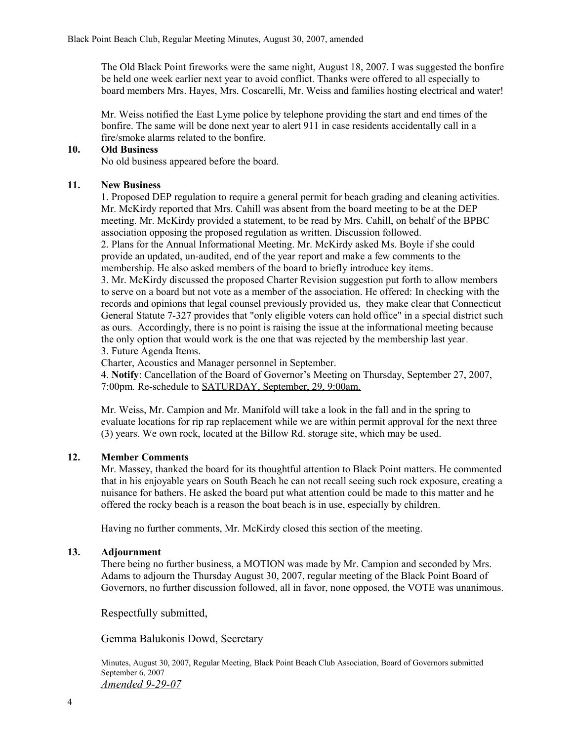The Old Black Point fireworks were the same night, August 18, 2007. I was suggested the bonfire be held one week earlier next year to avoid conflict. Thanks were offered to all especially to board members Mrs. Hayes, Mrs. Coscarelli, Mr. Weiss and families hosting electrical and water!

Mr. Weiss notified the East Lyme police by telephone providing the start and end times of the bonfire. The same will be done next year to alert 911 in case residents accidentally call in a fire/smoke alarms related to the bonfire.

**10. Old Business**

No old business appeared before the board.

**11. New Business**

1. Proposed DEP regulation to require a general permit for beach grading and cleaning activities. Mr. McKirdy reported that Mrs. Cahill was absent from the board meeting to be at the DEP meeting. Mr. McKirdy provided a statement, to be read by Mrs. Cahill, on behalf of the BPBC association opposing the proposed regulation as written. Discussion followed.
2. Plans for the Annual Informational Meeting. Mr. McKirdy asked Ms. Boyle if she could provide an updated, un-audited, end of the year report and make a few comments to the membership. He also asked members of the board to briefly introduce key items.
3. Mr. McKirdy discussed the proposed Charter Revision suggestion put forth to allow members to serve on a board but not vote as a member of the association. He offered: In checking with the records and opinions that legal counsel previously provided us, they make clear that Connecticut General Statute 7-327 provides that "only eligible voters can hold office" in a special district such as ours. Accordingly, there is no point is raising the issue at the informational meeting because the only option that would work is the one that was rejected by the membership last year.
3. Future Agenda Items.
Charter, Acoustics and Manager personnel in September.
4. **Notify**: Cancellation of the Board of Governor's Meeting on Thursday, September 27, 2007, 7:00pm. Re-schedule to SATURDAY, September, 29, 9:00am.

Mr. Weiss, Mr. Campion and Mr. Manifold will take a look in the fall and in the spring to evaluate locations for rip rap replacement while we are within permit approval for the next three (3) years. We own rock, located at the Billow Rd. storage site, which may be used.

**12. Member Comments**

Mr. Massey, thanked the board for its thoughtful attention to Black Point matters. He commented that in his enjoyable years on South Beach he can not recall seeing such rock exposure, creating a nuisance for bathers. He asked the board put what attention could be made to this matter and he offered the rocky beach is a reason the boat beach is in use, especially by children.

Having no further comments, Mr. McKirdy closed this section of the meeting.

**13. Adjournment**

There being no further business, a MOTION was made by Mr. Campion and seconded by Mrs. Adams to adjourn the Thursday August 30, 2007, regular meeting of the Black Point Board of Governors, no further discussion followed, all in favor, none opposed, the VOTE was unanimous.

Respectfully submitted,

Gemma Balukonis Dowd, Secretary

Minutes, August 30, 2007, Regular Meeting, Black Point Beach Club Association, Board of Governors submitted September 6, 2007
*Amended 9-29-07*